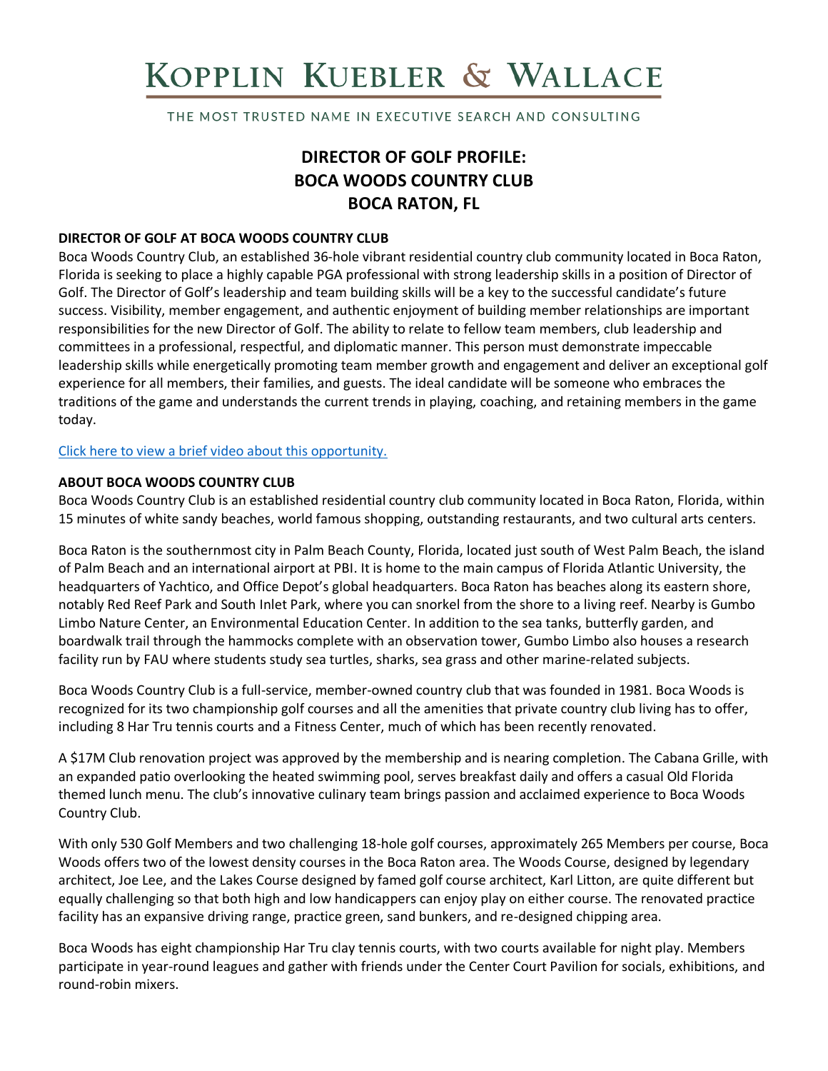# KOPPLIN KUEBLER & WALLACE

THE MOST TRUSTED NAME IN EXECUTIVE SEARCH AND CONSULTING

## DIRECTOR OF GOLF PROFILE: BOCA WOODS COUNTRY CLUB BOCA RATON, FL

### DIRECTOR OF GOLF AT BOCA WOODS COUNTRY CLUB

Boca Woods Country Club, an established 36-hole vibrant residential country club community located in Boca Raton, Florida is seeking to place a highly capable PGA professional with strong leadership skills in a position of Director of Golf. The Director of Golf's leadership and team building skills will be a key to the successful candidate's future success. Visibility, member engagement, and authentic enjoyment of building member relationships are important responsibilities for the new Director of Golf. The ability to relate to fellow team members, club leadership and committees in a professional, respectful, and diplomatic manner. This person must demonstrate impeccable leadership skills while energetically promoting team member growth and engagement and deliver an exceptional golf experience for all members, their families, and guests. The ideal candidate will be someone who embraces the traditions of the game and understands the current trends in playing, coaching, and retaining members in the game today.

Click here to view a brief video about this opportunity.

### ABOUT BOCA WOODS COUNTRY CLUB

Boca Woods Country Club is an established residential country club community located in Boca Raton, Florida, within 15 minutes of white sandy beaches, world famous shopping, outstanding restaurants, and two cultural arts centers.

Boca Raton is the southernmost city in Palm Beach County, Florida, located just south of West Palm Beach, the island of Palm Beach and an international airport at PBI. It is home to the main campus of Florida Atlantic University, the headquarters of Yachtico, and Office Depot's global headquarters. Boca Raton has beaches along its eastern shore, notably Red Reef Park and South Inlet Park, where you can snorkel from the shore to a living reef. Nearby is Gumbo Limbo Nature Center, an Environmental Education Center. In addition to the sea tanks, butterfly garden, and boardwalk trail through the hammocks complete with an observation tower, Gumbo Limbo also houses a research facility run by FAU where students study sea turtles, sharks, sea grass and other marine-related subjects.

Boca Woods Country Club is a full-service, member-owned country club that was founded in 1981. Boca Woods is recognized for its two championship golf courses and all the amenities that private country club living has to offer, including 8 Har Tru tennis courts and a Fitness Center, much of which has been recently renovated.

A $17M Club renovation project was approved by the membership and is nearing completion. The Cabana Grille, with an expanded patio overlooking the heated swimming pool, serves breakfast daily and offers a casual Old Florida themed lunch menu. The club's innovative culinary team brings passion and acclaimed experience to Boca Woods Country Club.

With only 530 Golf Members and two challenging 18-hole golf courses, approximately 265 Members per course, Boca Woods offers two of the lowest density courses in the Boca Raton area. The Woods Course, designed by legendary architect, Joe Lee, and the Lakes Course designed by famed golf course architect, Karl Litton, are quite different but equally challenging so that both high and low handicappers can enjoy play on either course. The renovated practice facility has an expansive driving range, practice green, sand bunkers, and re-designed chipping area.

Boca Woods has eight championship Har Tru clay tennis courts, with two courts available for night play. Members participate in year-round leagues and gather with friends under the Center Court Pavilion for socials, exhibitions, and round-robin mixers.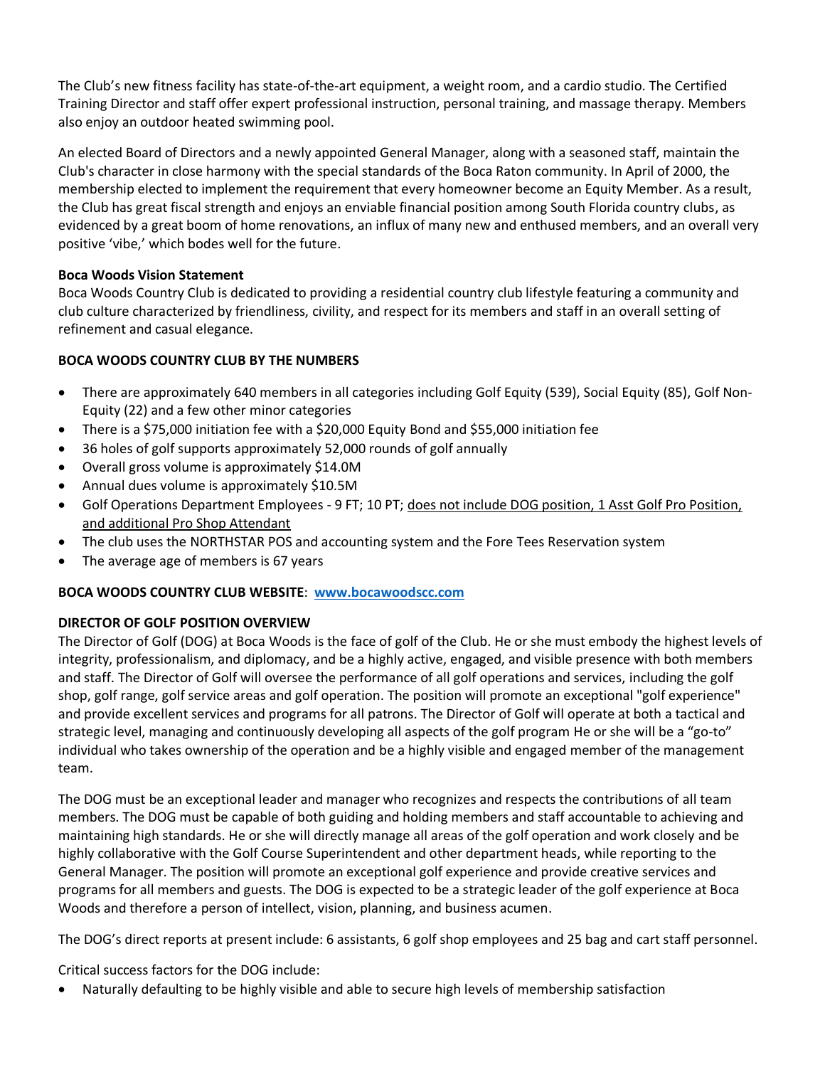The Club's new fitness facility has state-of-the-art equipment, a weight room, and a cardio studio. The Certified Training Director and staff offer expert professional instruction, personal training, and massage therapy. Members also enjoy an outdoor heated swimming pool.

An elected Board of Directors and a newly appointed General Manager, along with a seasoned staff, maintain the Club's character in close harmony with the special standards of the Boca Raton community. In April of 2000, the membership elected to implement the requirement that every homeowner become an Equity Member. As a result, the Club has great fiscal strength and enjoys an enviable financial position among South Florida country clubs, as evidenced by a great boom of home renovations, an influx of many new and enthused members, and an overall very positive 'vibe,' which bodes well for the future.

**Boca Woods Vision Statement**
Boca Woods Country Club is dedicated to providing a residential country club lifestyle featuring a community and club culture characterized by friendliness, civility, and respect for its members and staff in an overall setting of refinement and casual elegance.

**BOCA WOODS COUNTRY CLUB BY THE NUMBERS**

- There are approximately 640 members in all categories including Golf Equity (539), Social Equity (85), Golf Non-Equity (22) and a few other minor categories
- There is a $75,000 initiation fee with a $20,000 Equity Bond and $55,000 initiation fee
- 36 holes of golf supports approximately 52,000 rounds of golf annually
- Overall gross volume is approximately $14.0M
- Annual dues volume is approximately $10.5M
- Golf Operations Department Employees - 9 FT; 10 PT; does not include DOG position, 1 Asst Golf Pro Position, and additional Pro Shop Attendant
- The club uses the NORTHSTAR POS and accounting system and the Fore Tees Reservation system
- The average age of members is 67 years

**BOCA WOODS COUNTRY CLUB WEBSITE**: **www.bocawoodscc.com**

**DIRECTOR OF GOLF POSITION OVERVIEW**
The Director of Golf (DOG) at Boca Woods is the face of golf of the Club. He or she must embody the highest levels of integrity, professionalism, and diplomacy, and be a highly active, engaged, and visible presence with both members and staff. The Director of Golf will oversee the performance of all golf operations and services, including the golf shop, golf range, golf service areas and golf operation. The position will promote an exceptional "golf experience" and provide excellent services and programs for all patrons. The Director of Golf will operate at both a tactical and strategic level, managing and continuously developing all aspects of the golf program He or she will be a "go-to" individual who takes ownership of the operation and be a highly visible and engaged member of the management team.

The DOG must be an exceptional leader and manager who recognizes and respects the contributions of all team members. The DOG must be capable of both guiding and holding members and staff accountable to achieving and maintaining high standards. He or she will directly manage all areas of the golf operation and work closely and be highly collaborative with the Golf Course Superintendent and other department heads, while reporting to the General Manager. The position will promote an exceptional golf experience and provide creative services and programs for all members and guests. The DOG is expected to be a strategic leader of the golf experience at Boca Woods and therefore a person of intellect, vision, planning, and business acumen.

The DOG's direct reports at present include: 6 assistants, 6 golf shop employees and 25 bag and cart staff personnel.

Critical success factors for the DOG include:

- Naturally defaulting to be highly visible and able to secure high levels of membership satisfaction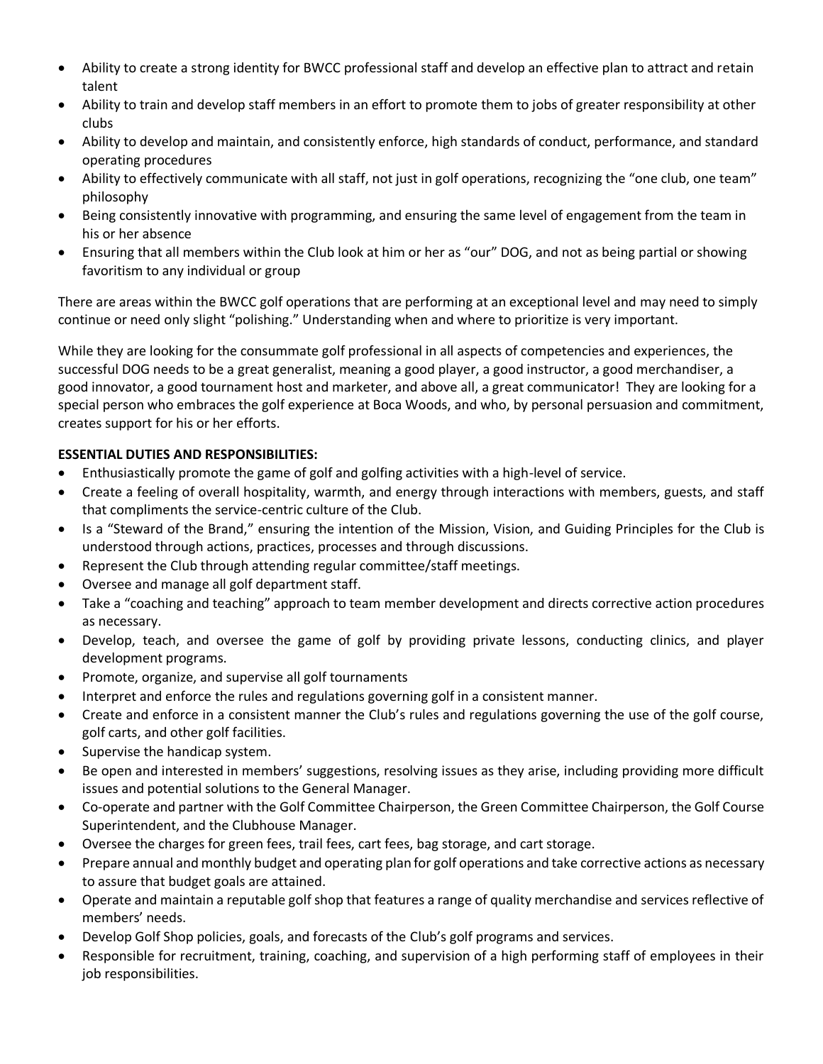- Ability to create a strong identity for BWCC professional staff and develop an effective plan to attract and retain talent
- Ability to train and develop staff members in an effort to promote them to jobs of greater responsibility at other clubs
- Ability to develop and maintain, and consistently enforce, high standards of conduct, performance, and standard operating procedures
- Ability to effectively communicate with all staff, not just in golf operations, recognizing the "one club, one team" philosophy
- Being consistently innovative with programming, and ensuring the same level of engagement from the team in his or her absence
- Ensuring that all members within the Club look at him or her as "our" DOG, and not as being partial or showing favoritism to any individual or group

There are areas within the BWCC golf operations that are performing at an exceptional level and may need to simply continue or need only slight "polishing." Understanding when and where to prioritize is very important.

While they are looking for the consummate golf professional in all aspects of competencies and experiences, the successful DOG needs to be a great generalist, meaning a good player, a good instructor, a good merchandiser, a good innovator, a good tournament host and marketer, and above all, a great communicator! They are looking for a special person who embraces the golf experience at Boca Woods, and who, by personal persuasion and commitment, creates support for his or her efforts.

**ESSENTIAL DUTIES AND RESPONSIBILITIES:**

- Enthusiastically promote the game of golf and golfing activities with a high-level of service.
- Create a feeling of overall hospitality, warmth, and energy through interactions with members, guests, and staff that compliments the service-centric culture of the Club.
- Is a "Steward of the Brand," ensuring the intention of the Mission, Vision, and Guiding Principles for the Club is understood through actions, practices, processes and through discussions.
- Represent the Club through attending regular committee/staff meetings.
- Oversee and manage all golf department staff.
- Take a "coaching and teaching" approach to team member development and directs corrective action procedures as necessary.
- Develop, teach, and oversee the game of golf by providing private lessons, conducting clinics, and player development programs.
- Promote, organize, and supervise all golf tournaments
- Interpret and enforce the rules and regulations governing golf in a consistent manner.
- Create and enforce in a consistent manner the Club's rules and regulations governing the use of the golf course, golf carts, and other golf facilities.
- Supervise the handicap system.
- Be open and interested in members' suggestions, resolving issues as they arise, including providing more difficult issues and potential solutions to the General Manager.
- Co-operate and partner with the Golf Committee Chairperson, the Green Committee Chairperson, the Golf Course Superintendent, and the Clubhouse Manager.
- Oversee the charges for green fees, trail fees, cart fees, bag storage, and cart storage.
- Prepare annual and monthly budget and operating plan for golf operations and take corrective actions as necessary to assure that budget goals are attained.
- Operate and maintain a reputable golf shop that features a range of quality merchandise and services reflective of members' needs.
- Develop Golf Shop policies, goals, and forecasts of the Club's golf programs and services.
- Responsible for recruitment, training, coaching, and supervision of a high performing staff of employees in their job responsibilities.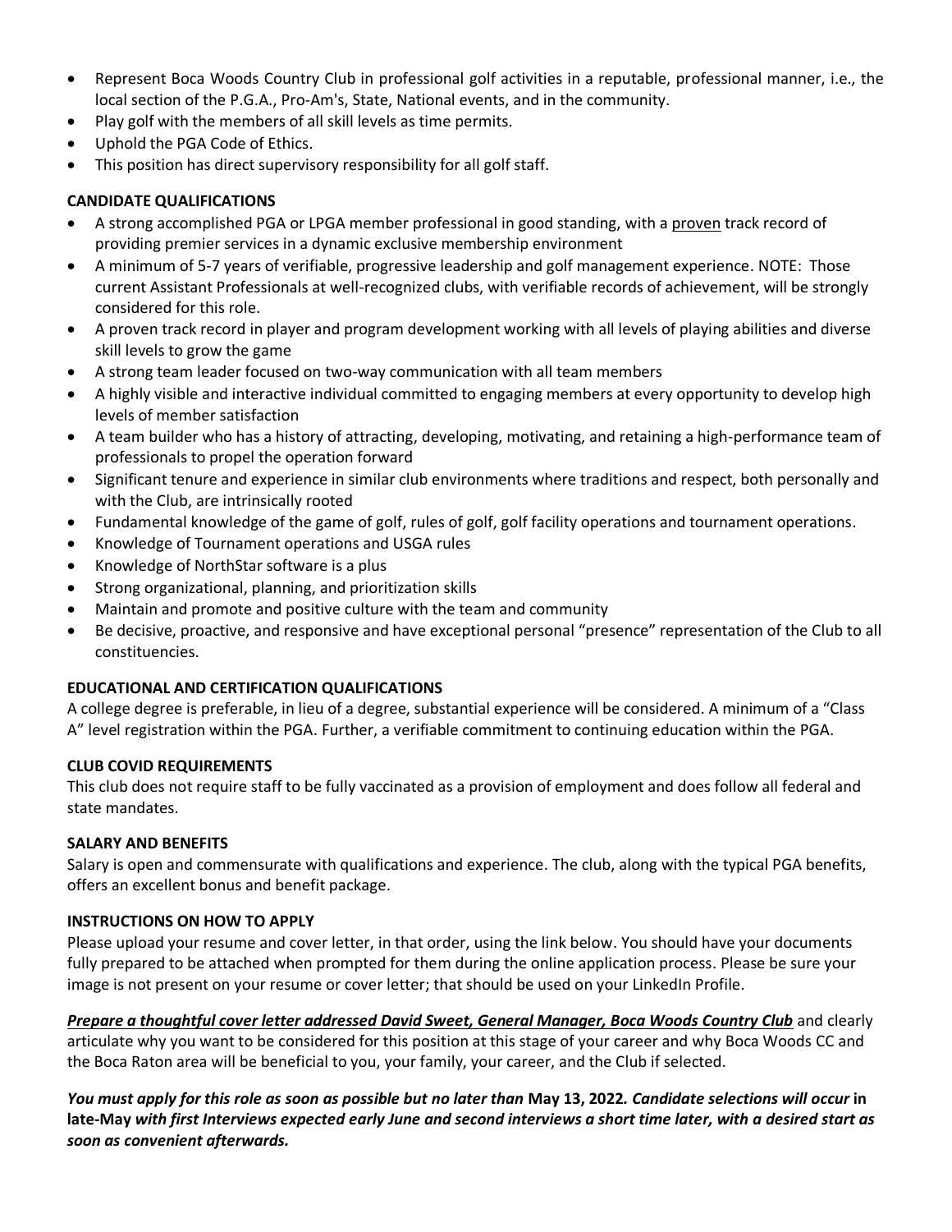- Represent Boca Woods Country Club in professional golf activities in a reputable, professional manner, i.e., the local section of the P.G.A., Pro-Am's, State, National events, and in the community.
- Play golf with the members of all skill levels as time permits.
- Uphold the PGA Code of Ethics.
- This position has direct supervisory responsibility for all golf staff.

**CANDIDATE QUALIFICATIONS**

- A strong accomplished PGA or LPGA member professional in good standing, with a <u>proven</u> track record of providing premier services in a dynamic exclusive membership environment
- A minimum of 5-7 years of verifiable, progressive leadership and golf management experience. NOTE: Those current Assistant Professionals at well-recognized clubs, with verifiable records of achievement, will be strongly considered for this role.
- A proven track record in player and program development working with all levels of playing abilities and diverse skill levels to grow the game
- A strong team leader focused on two-way communication with all team members
- A highly visible and interactive individual committed to engaging members at every opportunity to develop high levels of member satisfaction
- A team builder who has a history of attracting, developing, motivating, and retaining a high-performance team of professionals to propel the operation forward
- Significant tenure and experience in similar club environments where traditions and respect, both personally and with the Club, are intrinsically rooted
- Fundamental knowledge of the game of golf, rules of golf, golf facility operations and tournament operations.
- Knowledge of Tournament operations and USGA rules
- Knowledge of NorthStar software is a plus
- Strong organizational, planning, and prioritization skills
- Maintain and promote and positive culture with the team and community
- Be decisive, proactive, and responsive and have exceptional personal "presence" representation of the Club to all constituencies.

**EDUCATIONAL AND CERTIFICATION QUALIFICATIONS**

A college degree is preferable, in lieu of a degree, substantial experience will be considered. A minimum of a "Class A" level registration within the PGA. Further, a verifiable commitment to continuing education within the PGA.

**CLUB COVID REQUIREMENTS**

This club does not require staff to be fully vaccinated as a provision of employment and does follow all federal and state mandates.

**SALARY AND BENEFITS**

Salary is open and commensurate with qualifications and experience. The club, along with the typical PGA benefits, offers an excellent bonus and benefit package.

**INSTRUCTIONS ON HOW TO APPLY**

Please upload your resume and cover letter, in that order, using the link below. You should have your documents fully prepared to be attached when prompted for them during the online application process. Please be sure your image is not present on your resume or cover letter; that should be used on your LinkedIn Profile.

***<u>Prepare a thoughtful cover letter addressed David Sweet, General Manager, Boca Woods Country Club</u>*** and clearly articulate why you want to be considered for this position at this stage of your career and why Boca Woods CC and the Boca Raton area will be beneficial to you, your family, your career, and the Club if selected.

***You must apply for this role as soon as possible but no later than* May 13, 2022*. Candidate selections will occur* in late-May *with first Interviews expected early June and second interviews a short time later, with a desired start as soon as convenient afterwards.***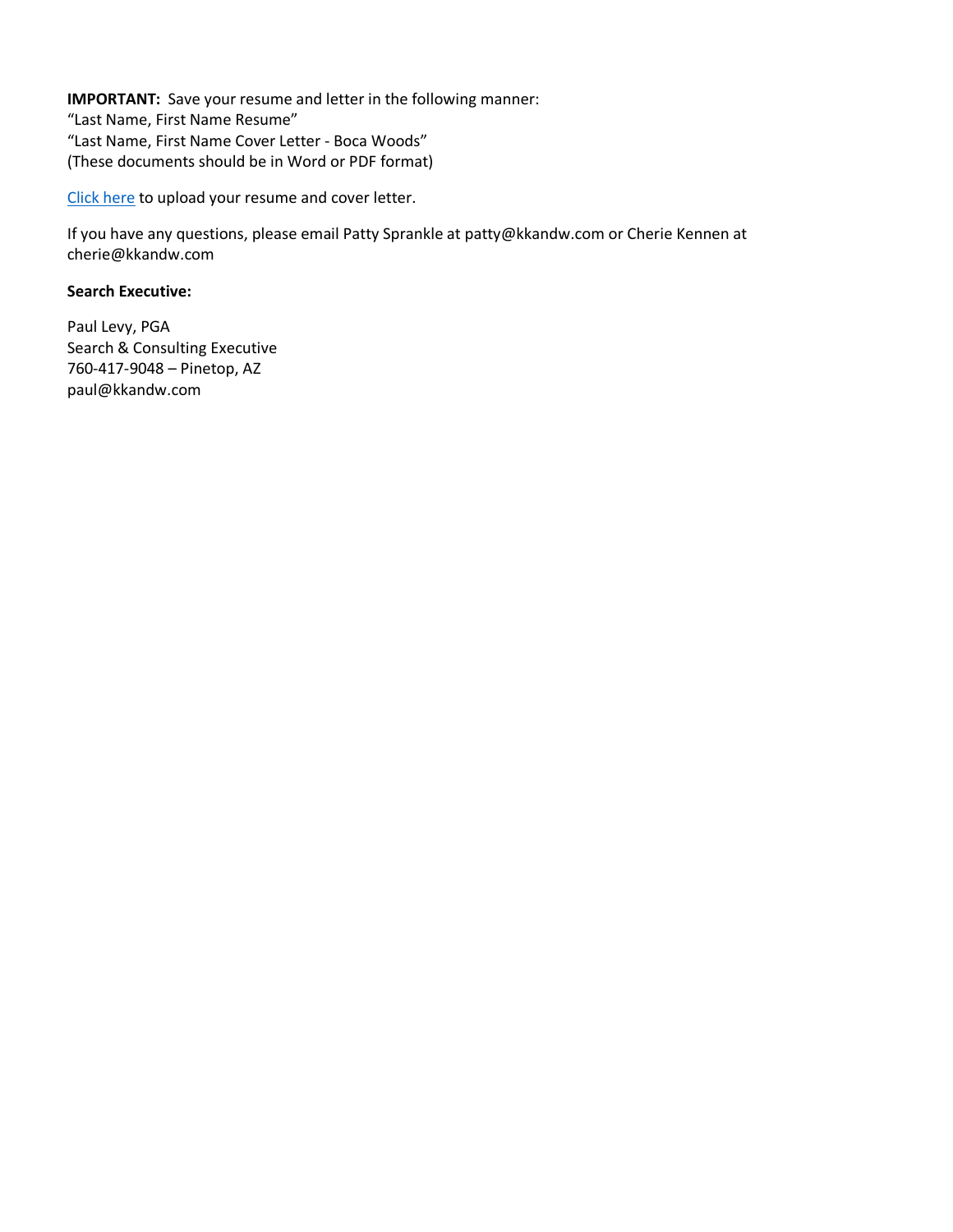**IMPORTANT:** Save your resume and letter in the following manner:
"Last Name, First Name Resume"
"Last Name, First Name Cover Letter - Boca Woods"
(These documents should be in Word or PDF format)

Click here to upload your resume and cover letter.

If you have any questions, please email Patty Sprankle at patty@kkandw.com or Cherie Kennen at cherie@kkandw.com

**Search Executive:**

Paul Levy, PGA
Search & Consulting Executive
760-417-9048 – Pinetop, AZ
paul@kkandw.com